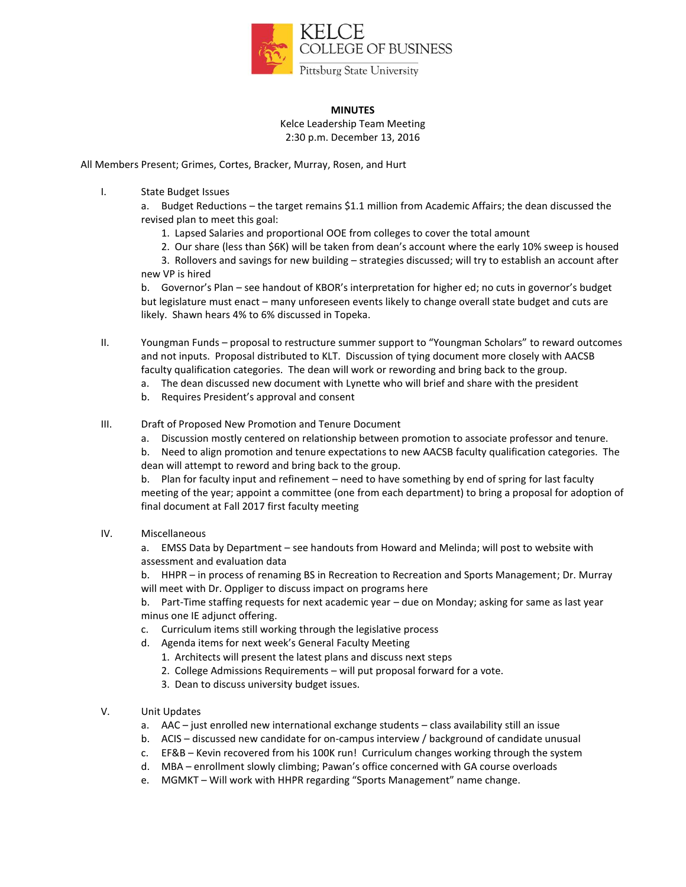KELCE
COLLEGE OF BUSINESS
Pittsburg State University

**MINUTES**
Kelce Leadership Team Meeting
2:30 p.m. December 13, 2016

All Members Present; Grimes, Cortes, Bracker, Murray, Rosen, and Hurt

I. State Budget Issues
   a. Budget Reductions – the target remains $1.1 million from Academic Affairs; the dean discussed the revised plan to meet this goal:
      1. Lapsed Salaries and proportional OOE from colleges to cover the total amount
      2. Our share (less than $6K) will be taken from dean's account where the early 10% sweep is housed
      3. Rollovers and savings for new building – strategies discussed; will try to establish an account after new VP is hired
   b. Governor's Plan – see handout of KBOR's interpretation for higher ed; no cuts in governor's budget but legislature must enact – many unforeseen events likely to change overall state budget and cuts are likely. Shawn hears 4% to 6% discussed in Topeka.

II. Youngman Funds – proposal to restructure summer support to "Youngman Scholars" to reward outcomes and not inputs. Proposal distributed to KLT. Discussion of tying document more closely with AACSB faculty qualification categories. The dean will work or rewording and bring back to the group.
   a. The dean discussed new document with Lynette who will brief and share with the president
   b. Requires President's approval and consent

III. Draft of Proposed New Promotion and Tenure Document
   a. Discussion mostly centered on relationship between promotion to associate professor and tenure.
   b. Need to align promotion and tenure expectations to new AACSB faculty qualification categories. The dean will attempt to reword and bring back to the group.
   b. Plan for faculty input and refinement – need to have something by end of spring for last faculty meeting of the year; appoint a committee (one from each department) to bring a proposal for adoption of final document at Fall 2017 first faculty meeting

IV. Miscellaneous
   a. EMSS Data by Department – see handouts from Howard and Melinda; will post to website with assessment and evaluation data
   b. HHPR – in process of renaming BS in Recreation to Recreation and Sports Management; Dr. Murray will meet with Dr. Oppliger to discuss impact on programs here
   b. Part-Time staffing requests for next academic year – due on Monday; asking for same as last year minus one IE adjunct offering.
   c. Curriculum items still working through the legislative process
   d. Agenda items for next week's General Faculty Meeting
      1. Architects will present the latest plans and discuss next steps
      2. College Admissions Requirements – will put proposal forward for a vote.
      3. Dean to discuss university budget issues.

V. Unit Updates
   a. AAC – just enrolled new international exchange students – class availability still an issue
   b. ACIS – discussed new candidate for on-campus interview / background of candidate unusual
   c. EF&B – Kevin recovered from his 100K run! Curriculum changes working through the system
   d. MBA – enrollment slowly climbing; Pawan's office concerned with GA course overloads
   e. MGMKT – Will work with HHPR regarding "Sports Management" name change.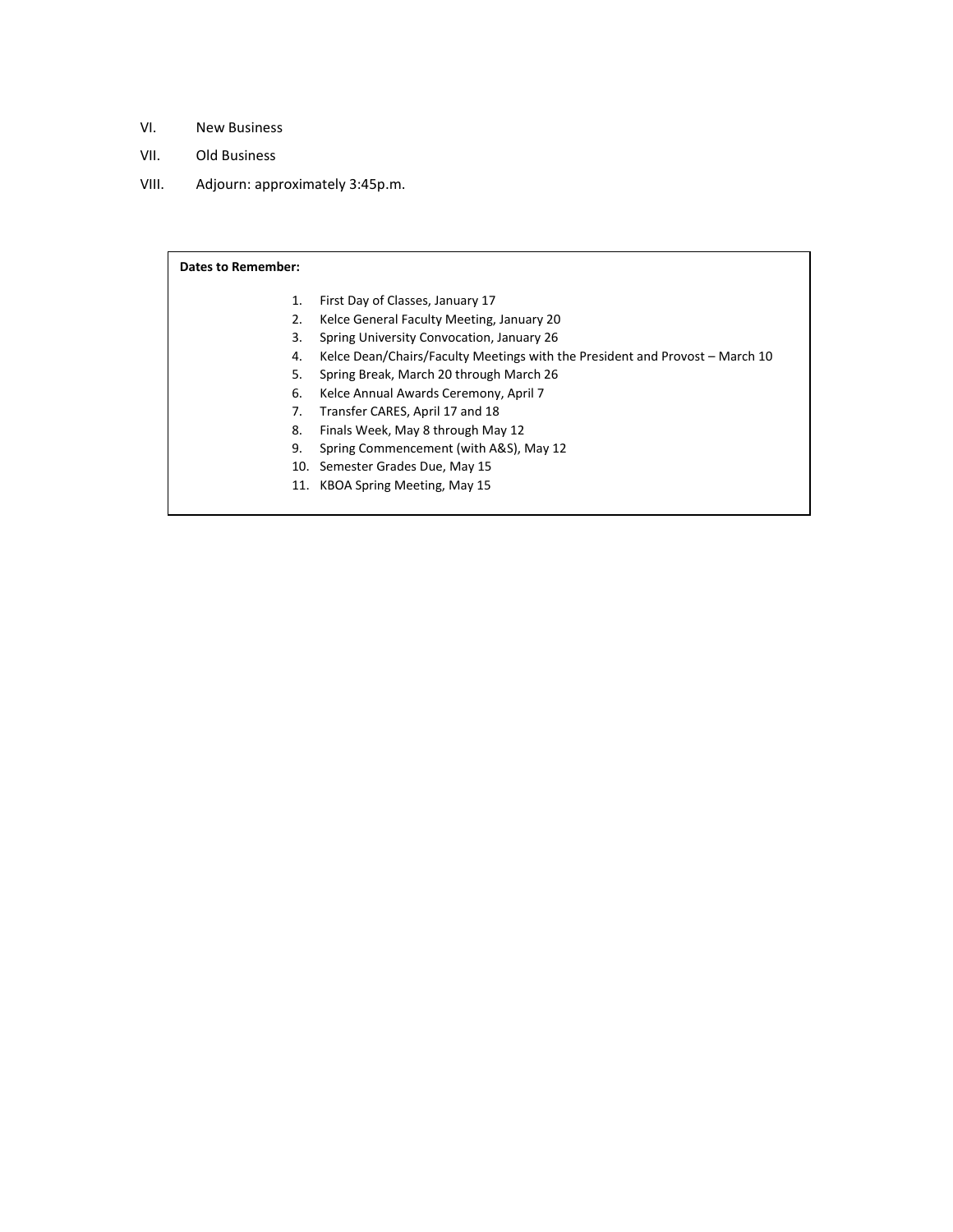VI. New Business

VII. Old Business

VIII. Adjourn: approximately 3:45p.m.

**Dates to Remember:**

1. First Day of Classes, January 17
2. Kelce General Faculty Meeting, January 20
3. Spring University Convocation, January 26
4. Kelce Dean/Chairs/Faculty Meetings with the President and Provost – March 10
5. Spring Break, March 20 through March 26
6. Kelce Annual Awards Ceremony, April 7
7. Transfer CARES, April 17 and 18
8. Finals Week, May 8 through May 12
9. Spring Commencement (with A&S), May 12
10. Semester Grades Due, May 15
11. KBOA Spring Meeting, May 15